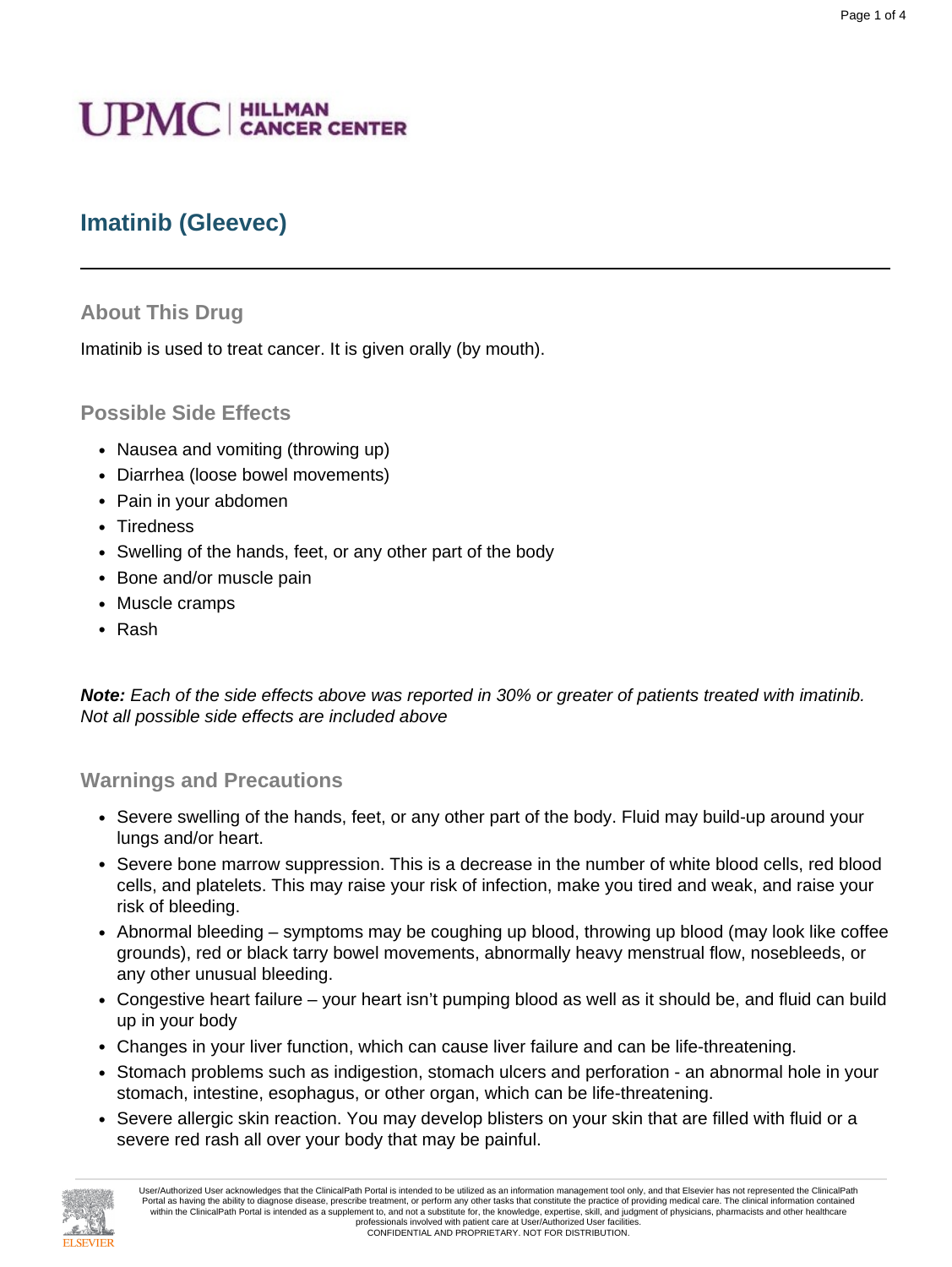# Imatinib (Gleevec)

## About This Drug

Imatinib is used to treat cancer. It is given orally (by mouth).

## Possible Side Effects

- Nausea and vomiting (throwing up)
- Diarrhea (loose bowel movements)
- Pain in your abdomen
- Tiredness
- Swelling of the hands, feet, or any other part of the body
- Bone and/or muscle pain
- Muscle cramps
- Rash

***Note:*** *Each of the side effects above was reported in 30% or greater of patients treated with imatinib. Not all possible side effects are included above*

## Warnings and Precautions

- Severe swelling of the hands, feet, or any other part of the body. Fluid may build-up around your lungs and/or heart.
- Severe bone marrow suppression. This is a decrease in the number of white blood cells, red blood cells, and platelets. This may raise your risk of infection, make you tired and weak, and raise your risk of bleeding.
- Abnormal bleeding – symptoms may be coughing up blood, throwing up blood (may look like coffee grounds), red or black tarry bowel movements, abnormally heavy menstrual flow, nosebleeds, or any other unusual bleeding.
- Congestive heart failure – your heart isn't pumping blood as well as it should be, and fluid can build up in your body
- Changes in your liver function, which can cause liver failure and can be life-threatening.
- Stomach problems such as indigestion, stomach ulcers and perforation - an abnormal hole in your stomach, intestine, esophagus, or other organ, which can be life-threatening.
- Severe allergic skin reaction. You may develop blisters on your skin that are filled with fluid or a severe red rash all over your body that may be painful.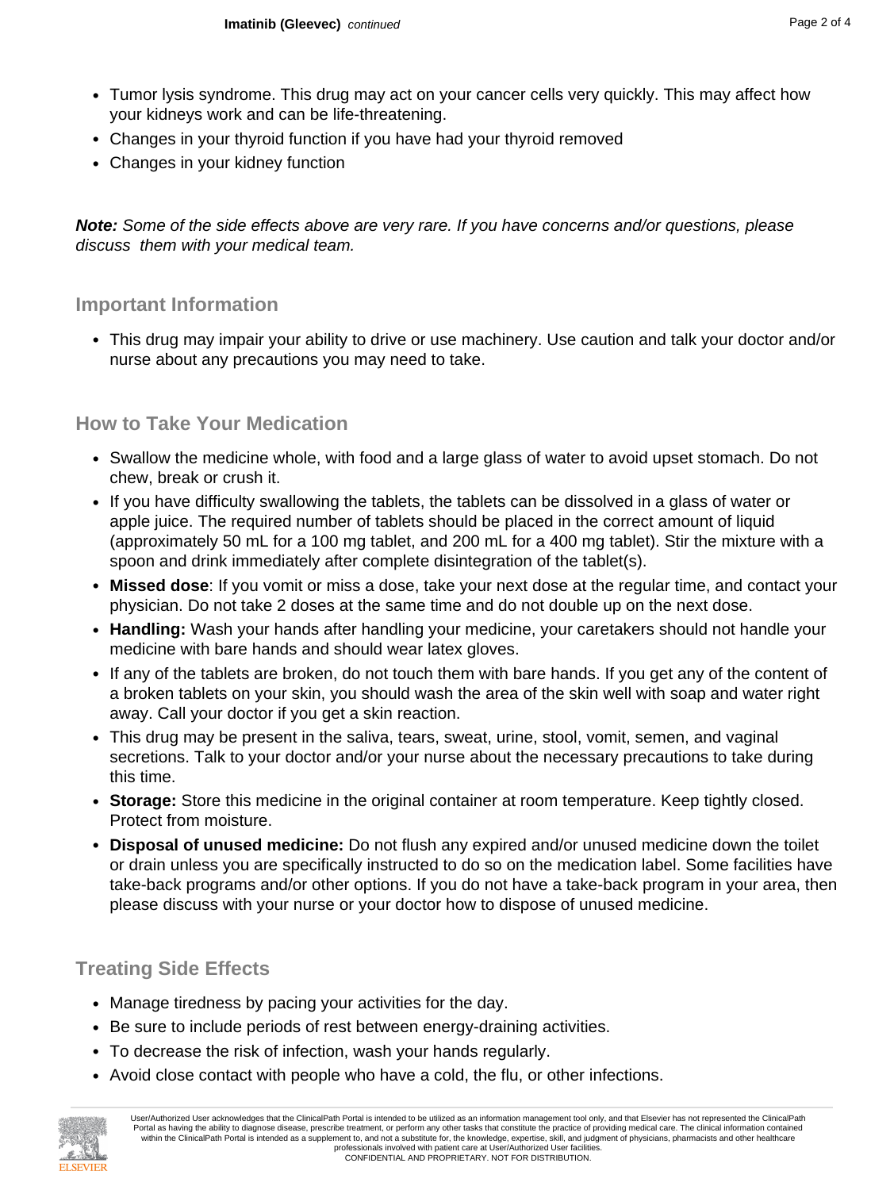- Tumor lysis syndrome. This drug may act on your cancer cells very quickly. This may affect how your kidneys work and can be life-threatening.
- Changes in your thyroid function if you have had your thyroid removed
- Changes in your kidney function

***Note:*** *Some of the side effects above are very rare. If you have concerns and/or questions, please discuss them with your medical team.*

## Important Information

- This drug may impair your ability to drive or use machinery. Use caution and talk your doctor and/or nurse about any precautions you may need to take.

## How to Take Your Medication

- Swallow the medicine whole, with food and a large glass of water to avoid upset stomach. Do not chew, break or crush it.
- If you have difficulty swallowing the tablets, the tablets can be dissolved in a glass of water or apple juice. The required number of tablets should be placed in the correct amount of liquid (approximately 50 mL for a 100 mg tablet, and 200 mL for a 400 mg tablet). Stir the mixture with a spoon and drink immediately after complete disintegration of the tablet(s).
- **Missed dose**: If you vomit or miss a dose, take your next dose at the regular time, and contact your physician. Do not take 2 doses at the same time and do not double up on the next dose.
- **Handling:** Wash your hands after handling your medicine, your caretakers should not handle your medicine with bare hands and should wear latex gloves.
- If any of the tablets are broken, do not touch them with bare hands. If you get any of the content of a broken tablets on your skin, you should wash the area of the skin well with soap and water right away. Call your doctor if you get a skin reaction.
- This drug may be present in the saliva, tears, sweat, urine, stool, vomit, semen, and vaginal secretions. Talk to your doctor and/or your nurse about the necessary precautions to take during this time.
- **Storage:** Store this medicine in the original container at room temperature. Keep tightly closed. Protect from moisture.
- **Disposal of unused medicine:** Do not flush any expired and/or unused medicine down the toilet or drain unless you are specifically instructed to do so on the medication label. Some facilities have take-back programs and/or other options. If you do not have a take-back program in your area, then please discuss with your nurse or your doctor how to dispose of unused medicine.

## Treating Side Effects

- Manage tiredness by pacing your activities for the day.
- Be sure to include periods of rest between energy-draining activities.
- To decrease the risk of infection, wash your hands regularly.
- Avoid close contact with people who have a cold, the flu, or other infections.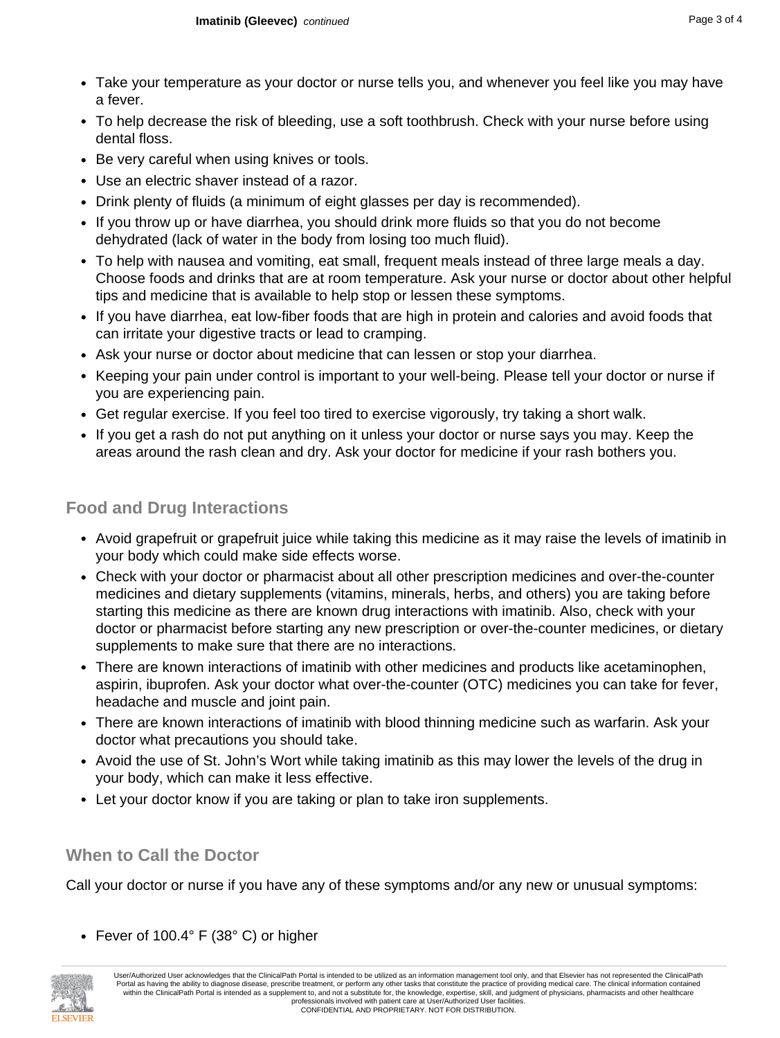- Take your temperature as your doctor or nurse tells you, and whenever you feel like you may have a fever.
- To help decrease the risk of bleeding, use a soft toothbrush. Check with your nurse before using dental floss.
- Be very careful when using knives or tools.
- Use an electric shaver instead of a razor.
- Drink plenty of fluids (a minimum of eight glasses per day is recommended).
- If you throw up or have diarrhea, you should drink more fluids so that you do not become dehydrated (lack of water in the body from losing too much fluid).
- To help with nausea and vomiting, eat small, frequent meals instead of three large meals a day. Choose foods and drinks that are at room temperature. Ask your nurse or doctor about other helpful tips and medicine that is available to help stop or lessen these symptoms.
- If you have diarrhea, eat low-fiber foods that are high in protein and calories and avoid foods that can irritate your digestive tracts or lead to cramping.
- Ask your nurse or doctor about medicine that can lessen or stop your diarrhea.
- Keeping your pain under control is important to your well-being. Please tell your doctor or nurse if you are experiencing pain.
- Get regular exercise. If you feel too tired to exercise vigorously, try taking a short walk.
- If you get a rash do not put anything on it unless your doctor or nurse says you may. Keep the areas around the rash clean and dry. Ask your doctor for medicine if your rash bothers you.

## Food and Drug Interactions

- Avoid grapefruit or grapefruit juice while taking this medicine as it may raise the levels of imatinib in your body which could make side effects worse.
- Check with your doctor or pharmacist about all other prescription medicines and over-the-counter medicines and dietary supplements (vitamins, minerals, herbs, and others) you are taking before starting this medicine as there are known drug interactions with imatinib. Also, check with your doctor or pharmacist before starting any new prescription or over-the-counter medicines, or dietary supplements to make sure that there are no interactions.
- There are known interactions of imatinib with other medicines and products like acetaminophen, aspirin, ibuprofen. Ask your doctor what over-the-counter (OTC) medicines you can take for fever, headache and muscle and joint pain.
- There are known interactions of imatinib with blood thinning medicine such as warfarin. Ask your doctor what precautions you should take.
- Avoid the use of St. John's Wort while taking imatinib as this may lower the levels of the drug in your body, which can make it less effective.
- Let your doctor know if you are taking or plan to take iron supplements.

## When to Call the Doctor

Call your doctor or nurse if you have any of these symptoms and/or any new or unusual symptoms:

- Fever of 100.4° F (38° C) or higher

User/Authorized User acknowledges that the ClinicalPath Portal is intended to be utilized as an information management tool only, and that Elsevier has not represented the ClinicalPath Portal as having the ability to diagnose disease, prescribe treatment, or perform any other tasks that constitute the practice of providing medical care. The clinical information contained within the ClinicalPath Portal is intended as a supplement to, and not a substitute for, the knowledge, expertise, skill, and judgment of physicians, pharmacists and other healthcare professionals involved with patient care at User/Authorized User facilities.
CONFIDENTIAL AND PROPRIETARY. NOT FOR DISTRIBUTION.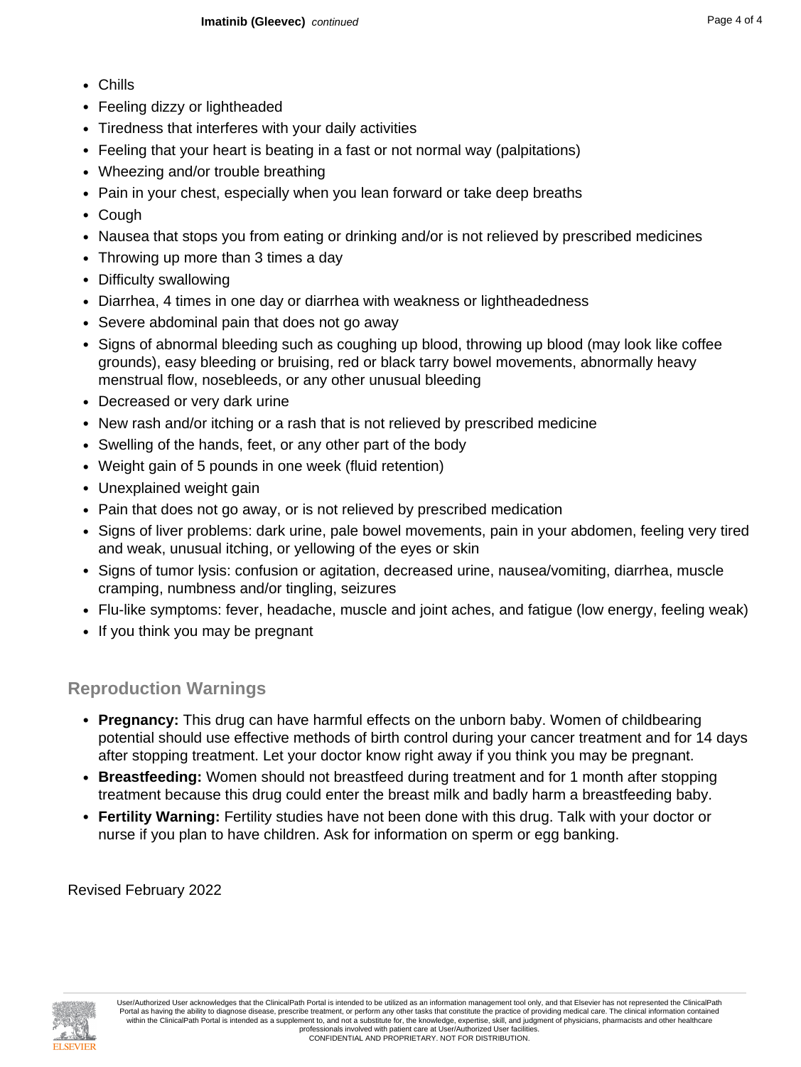- Chills
- Feeling dizzy or lightheaded
- Tiredness that interferes with your daily activities
- Feeling that your heart is beating in a fast or not normal way (palpitations)
- Wheezing and/or trouble breathing
- Pain in your chest, especially when you lean forward or take deep breaths
- Cough
- Nausea that stops you from eating or drinking and/or is not relieved by prescribed medicines
- Throwing up more than 3 times a day
- Difficulty swallowing
- Diarrhea, 4 times in one day or diarrhea with weakness or lightheadedness
- Severe abdominal pain that does not go away
- Signs of abnormal bleeding such as coughing up blood, throwing up blood (may look like coffee grounds), easy bleeding or bruising, red or black tarry bowel movements, abnormally heavy menstrual flow, nosebleeds, or any other unusual bleeding
- Decreased or very dark urine
- New rash and/or itching or a rash that is not relieved by prescribed medicine
- Swelling of the hands, feet, or any other part of the body
- Weight gain of 5 pounds in one week (fluid retention)
- Unexplained weight gain
- Pain that does not go away, or is not relieved by prescribed medication
- Signs of liver problems: dark urine, pale bowel movements, pain in your abdomen, feeling very tired and weak, unusual itching, or yellowing of the eyes or skin
- Signs of tumor lysis: confusion or agitation, decreased urine, nausea/vomiting, diarrhea, muscle cramping, numbness and/or tingling, seizures
- Flu-like symptoms: fever, headache, muscle and joint aches, and fatigue (low energy, feeling weak)
- If you think you may be pregnant

## Reproduction Warnings

- **Pregnancy:** This drug can have harmful effects on the unborn baby. Women of childbearing potential should use effective methods of birth control during your cancer treatment and for 14 days after stopping treatment. Let your doctor know right away if you think you may be pregnant.
- **Breastfeeding:** Women should not breastfeed during treatment and for 1 month after stopping treatment because this drug could enter the breast milk and badly harm a breastfeeding baby.
- **Fertility Warning:** Fertility studies have not been done with this drug. Talk with your doctor or nurse if you plan to have children. Ask for information on sperm or egg banking.

Revised February 2022